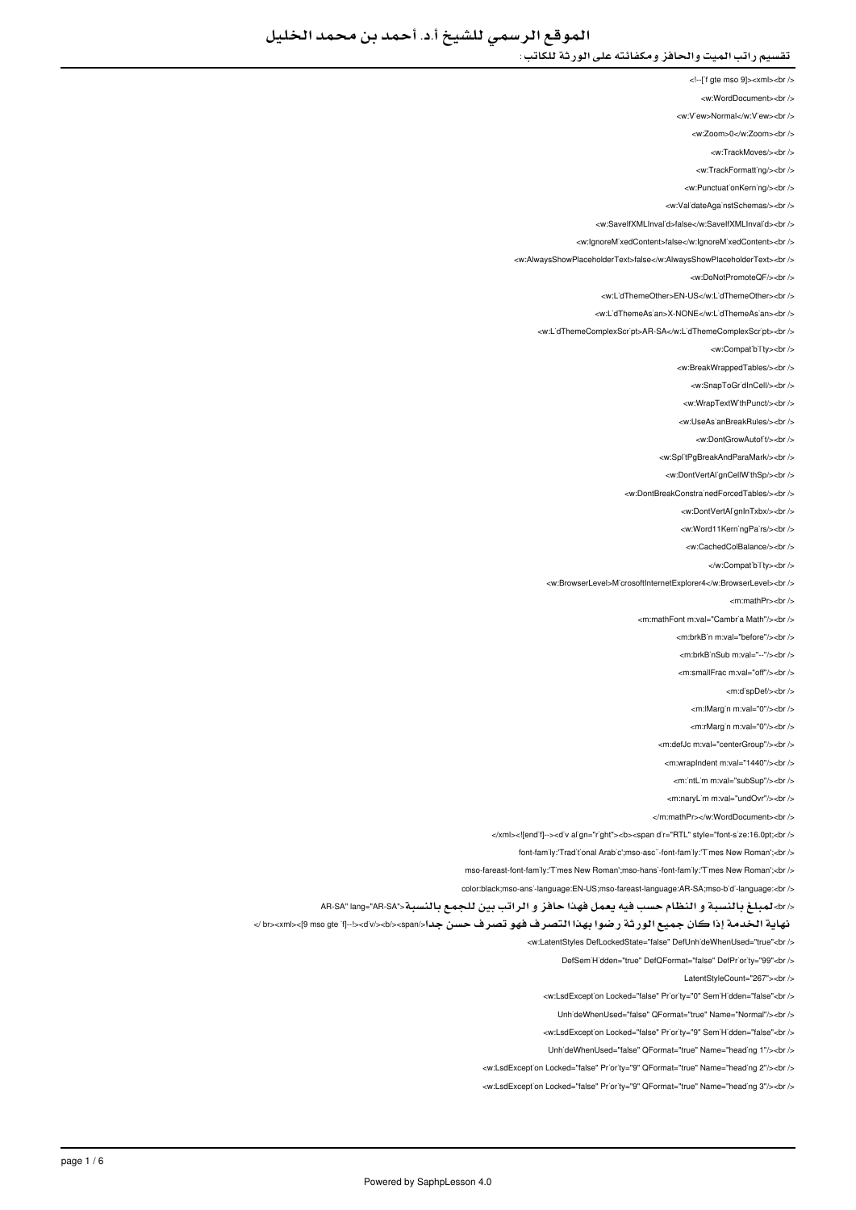# الموقع الرسمي للشيخ أ.د. أحمد بن محمد الخليل

تقسيم راتب الميت والحافز ومكافئته على الورثة للكاتب :

```
<!--[if gte mso 9]><xml><br />
<w:WordDocument><br />
<w:View>Normal</w:View><br />
<w:Zoom>0</w:Zoom><br />
<w:TrackMoves/><br />
<w:TrackFormatting/><br />
<w:PunctuationKerning/><br />
<w:ValidateAgainstSchemas/><br />
<w:SaveIfXMLInvalid>false</w:SaveIfXMLInvalid><br />
<w:IgnoreMixedContent>false</w:IgnoreMixedContent><br />
<w:AlwaysShowPlaceholderText>false</w:AlwaysShowPlaceholderText><br />
<w:DoNotPromoteQF/><br />
<w:LidThemeOther>EN-US</w:LidThemeOther><br />
<w:LidThemeAsian>X-NONE</w:LidThemeAsian><br />
<w:LidThemeComplexScript>AR-SA</w:LidThemeComplexScript><br />
<w:Compatibility><br />
<w:BreakWrappedTables/><br />
<w:SnapToGridInCell/><br />
<w:WrapTextWithPunct/><br />
<w:UseAsianBreakRules/><br />
<w:DontGrowAutofit/><br />
<w:SplitPgBreakAndParaMark/><br />
<w:DontVertAlignCellWithSp/><br />
<w:DontBreakConstrainedForcedTables/><br />
<w:DontVertAlignInTxbx/><br />
<w:Word11KerningPairs/><br />
<w:CachedColBalance/><br />
</w:Compatibility><br />
<w:BrowserLevel>MicrosoftInternetExplorer4</w:BrowserLevel><br />
<m:mathPr><br />
<m:mathFont m:val="Cambria Math"/><br />
<m:brkBin m:val="before"/><br />
<m:brkBinSub m:val="--"/><br />
<m:smallFrac m:val="off"/><br />
<m:dispDef/><br />
<m:lMargin m:val="0"/><br />
<m:rMargin m:val="0"/><br />
<m:defJc m:val="centerGroup"/><br />
<m:wrapIndent m:val="1440"/><br />
<m:intLim m:val="subSup"/><br />
<m:naryLim m:val="undOvr"/><br />
</m:mathPr></w:WordDocument><br />
</xml><![endif]--><div align="right"><b><span dir="RTL" style="font-size:16.0pt;<br />
font-family:'Traditional Arabic';mso-ascii-font-family:'Times New Roman';<br />
mso-fareast-font-family:'Times New Roman';mso-hansi-font-family:'Times New Roman';<br />
color:black;mso-ansi-language:EN-US;mso-fareast-language:AR-SA;mso-bidi-language:<br />
```

AR-SA" lang="AR-SA">لمبلغ بالنسبة و النظام حسب فيه يعمل فهذا حافز و الراتب بين للجمع بالنسبة<br />

نهاية الخدمة إذا كان جميع الورثة رضوا بهذا التصرف فهو تصرف حسن جدا</span></b></div><!--[if gte mso 9]><xml><br />

```
<w:LatentStyles DefLockedState="false" DefUnhideWhenUsed="true"<br />
DefSemiHidden="true" DefQFormat="false" DefPriority="99"<br />
LatentStyleCount="267"><br />
<w:LsdException Locked="false" Priority="0" SemiHidden="false"<br />
UnhideWhenUsed="false" QFormat="true" Name="Normal"/><br />
<w:LsdException Locked="false" Priority="9" SemiHidden="false"<br />
UnhideWhenUsed="false" QFormat="true" Name="heading 1"/><br />
<w:LsdException Locked="false" Priority="9" QFormat="true" Name="heading 2"/><br />
<w:LsdException Locked="false" Priority="9" QFormat="true" Name="heading 3"/><br />
```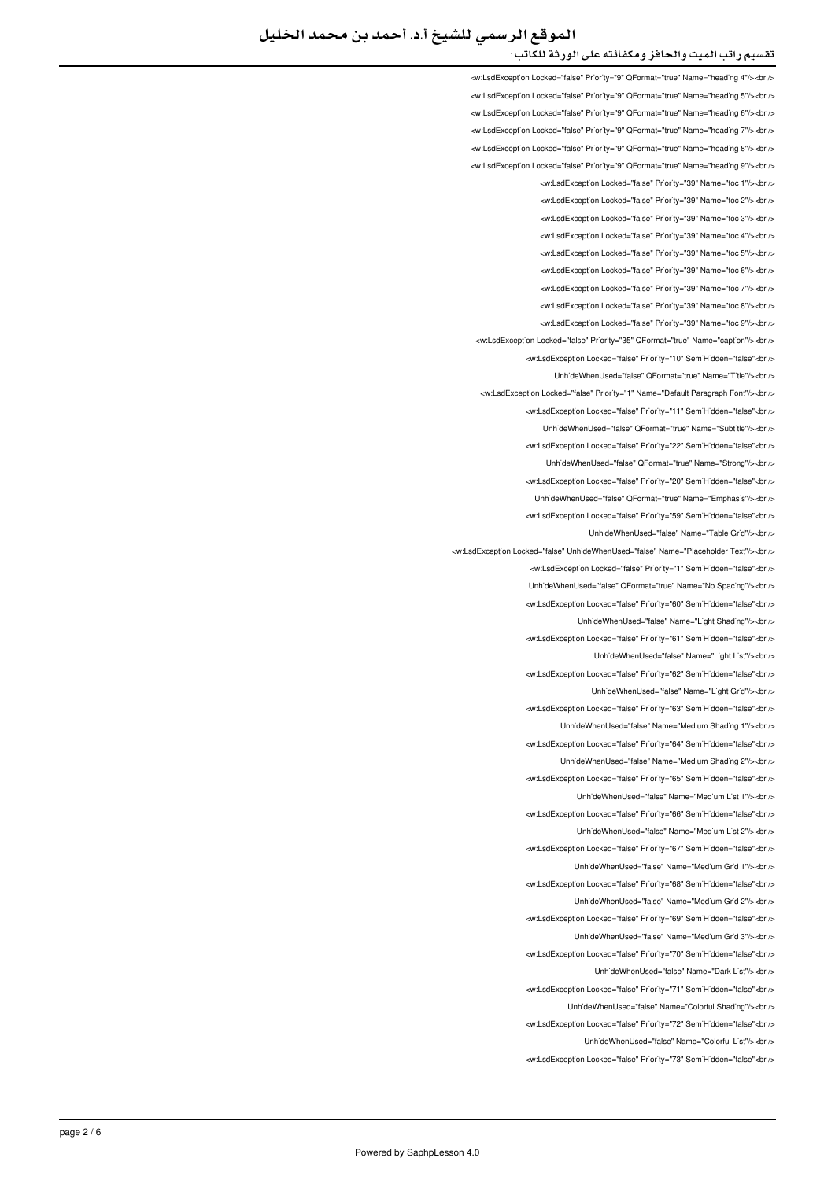```
<w:LsdExcept`on Locked="false" Pr`or`ty="9" QFormat="true" Name="head`ng 4"/><br />
<w:LsdExcept`on Locked="false" Pr`or`ty="9" QFormat="true" Name="head`ng 5"/><br />
<w:LsdExcept`on Locked="false" Pr`or`ty="9" QFormat="true" Name="head`ng 6"/><br />
<w:LsdExcept`on Locked="false" Pr`or`ty="9" QFormat="true" Name="head`ng 7"/><br />
<w:LsdExcept`on Locked="false" Pr`or`ty="9" QFormat="true" Name="head`ng 8"/><br />
<w:LsdExcept`on Locked="false" Pr`or`ty="9" QFormat="true" Name="head`ng 9"/><br />
<w:LsdExcept`on Locked="false" Pr`or`ty="39" Name="toc 1"/><br />
<w:LsdExcept`on Locked="false" Pr`or`ty="39" Name="toc 2"/><br />
<w:LsdExcept`on Locked="false" Pr`or`ty="39" Name="toc 3"/><br />
<w:LsdExcept`on Locked="false" Pr`or`ty="39" Name="toc 4"/><br />
<w:LsdExcept`on Locked="false" Pr`or`ty="39" Name="toc 5"/><br />
<w:LsdExcept`on Locked="false" Pr`or`ty="39" Name="toc 6"/><br />
<w:LsdExcept`on Locked="false" Pr`or`ty="39" Name="toc 7"/><br />
<w:LsdExcept`on Locked="false" Pr`or`ty="39" Name="toc 8"/><br />
<w:LsdExcept`on Locked="false" Pr`or`ty="39" Name="toc 9"/><br />
<w:LsdExcept`on Locked="false" Pr`or`ty="35" QFormat="true" Name="capt`on"/><br />
<w:LsdExcept`on Locked="false" Pr`or`ty="10" Sem`H`dden="false"<br />
Unh`deWhenUsed="false" QFormat="true" Name="T`tle"/><br />
<w:LsdExcept`on Locked="false" Pr`or`ty="1" Name="Default Paragraph Font"/><br />
<w:LsdExcept`on Locked="false" Pr`or`ty="11" Sem`H`dden="false"<br />
Unh`deWhenUsed="false" QFormat="true" Name="Subt`tle"/><br />
<w:LsdExcept`on Locked="false" Pr`or`ty="22" Sem`H`dden="false"<br />
Unh`deWhenUsed="false" QFormat="true" Name="Strong"/><br />
<w:LsdExcept`on Locked="false" Pr`or`ty="20" Sem`H`dden="false"<br />
Unh`deWhenUsed="false" QFormat="true" Name="Emphas`s"/><br />
<w:LsdExcept`on Locked="false" Pr`or`ty="59" Sem`H`dden="false"<br />
Unh`deWhenUsed="false" Name="Table Gr`d"/><br />
<w:LsdExcept`on Locked="false" Unh`deWhenUsed="false" Name="Placeholder Text"/><br />
<w:LsdExcept`on Locked="false" Pr`or`ty="1" Sem`H`dden="false"<br />
Unh`deWhenUsed="false" QFormat="true" Name="No Spac`ng"/><br />
<w:LsdExcept`on Locked="false" Pr`or`ty="60" Sem`H`dden="false"<br />
Unh`deWhenUsed="false" Name="L`ght Shad`ng"/><br />
<w:LsdExcept`on Locked="false" Pr`or`ty="61" Sem`H`dden="false"<br />
Unh`deWhenUsed="false" Name="L`ght L`st"/><br />
<w:LsdExcept`on Locked="false" Pr`or`ty="62" Sem`H`dden="false"<br />
Unh`deWhenUsed="false" Name="L`ght Gr`d"/><br />
<w:LsdExcept`on Locked="false" Pr`or`ty="63" Sem`H`dden="false"<br />
Unh`deWhenUsed="false" Name="Med`um Shad`ng 1"/><br />
<w:LsdExcept`on Locked="false" Pr`or`ty="64" Sem`H`dden="false"<br />
Unh`deWhenUsed="false" Name="Med`um Shad`ng 2"/><br />
<w:LsdExcept`on Locked="false" Pr`or`ty="65" Sem`H`dden="false"<br />
Unh`deWhenUsed="false" Name="Med`um L`st 1"/><br />
<w:LsdExcept`on Locked="false" Pr`or`ty="66" Sem`H`dden="false"<br />
Unh`deWhenUsed="false" Name="Med`um L`st 2"/><br />
<w:LsdExcept`on Locked="false" Pr`or`ty="67" Sem`H`dden="false"<br />
Unh`deWhenUsed="false" Name="Med`um Gr`d 1"/><br />
<w:LsdExcept`on Locked="false" Pr`or`ty="68" Sem`H`dden="false"<br />
Unh`deWhenUsed="false" Name="Med`um Gr`d 2"/><br />
<w:LsdExcept`on Locked="false" Pr`or`ty="69" Sem`H`dden="false"<br />
Unh`deWhenUsed="false" Name="Med`um Gr`d 3"/><br />
<w:LsdExcept`on Locked="false" Pr`or`ty="70" Sem`H`dden="false"<br />
Unh`deWhenUsed="false" Name="Dark L`st"/><br />
<w:LsdExcept`on Locked="false" Pr`or`ty="71" Sem`H`dden="false"<br />
Unh`deWhenUsed="false" Name="Colorful Shad`ng"/><br />
<w:LsdExcept`on Locked="false" Pr`or`ty="72" Sem`H`dden="false"<br />
Unh`deWhenUsed="false" Name="Colorful L`st"/><br />
<w:LsdExcept`on Locked="false" Pr`or`ty="73" Sem`H`dden="false"<br />
```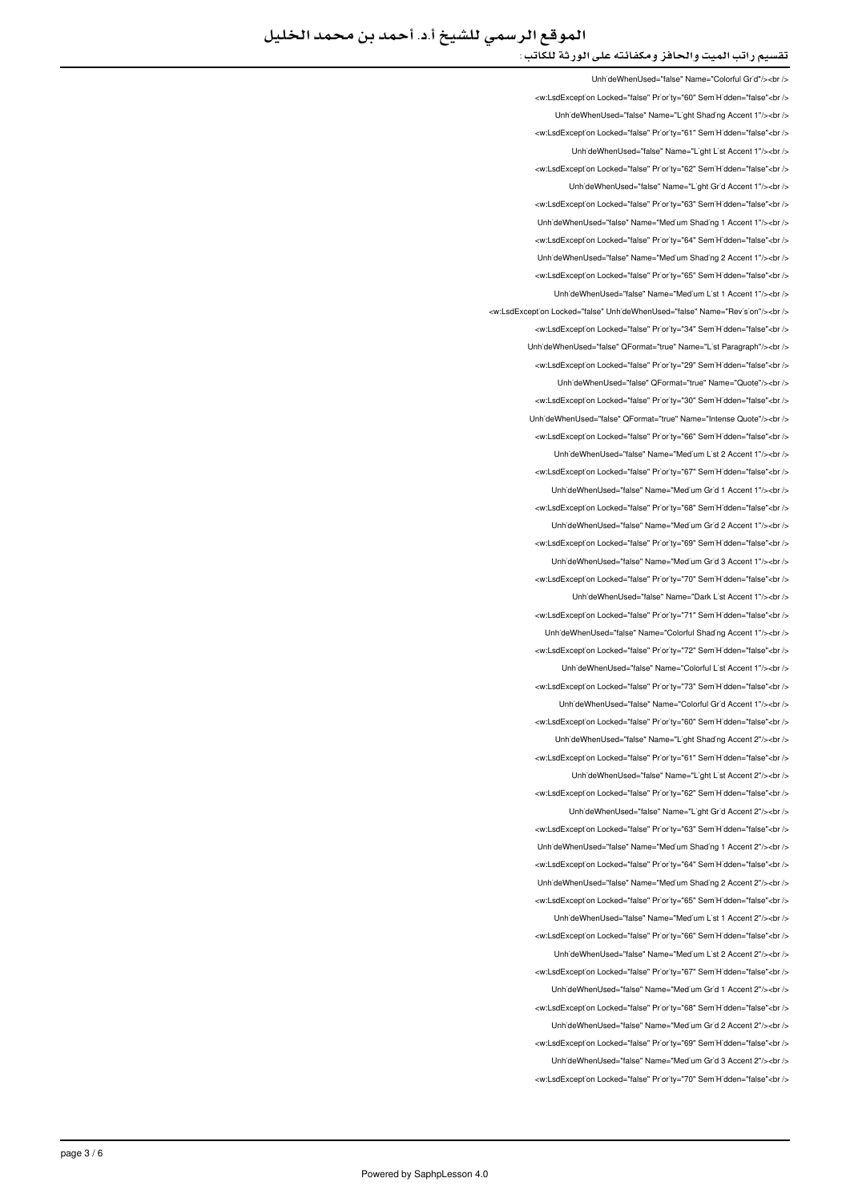Unh`deWhenUsed="false" Name="Colorful Gr`d"/><br />

<w:LsdExcept`on Locked="false" Pr`or`ty="60" Sem`H`dden="false"<br />

Unh`deWhenUsed="false" Name="L`ght Shad`ng Accent 1"/><br />

<w:LsdExcept`on Locked="false" Pr`or`ty="61" Sem`H`dden="false"<br />

Unh`deWhenUsed="false" Name="L`ght L`st Accent 1"/><br />

<w:LsdExcept`on Locked="false" Pr`or`ty="62" Sem`H`dden="false"<br />

Unh`deWhenUsed="false" Name="L`ght Gr`d Accent 1"/><br />

<w:LsdExcept`on Locked="false" Pr`or`ty="63" Sem`H`dden="false"<br />

Unh`deWhenUsed="false" Name="Med`um Shad`ng 1 Accent 1"/><br />

<w:LsdExcept`on Locked="false" Pr`or`ty="64" Sem`H`dden="false"<br />

Unh`deWhenUsed="false" Name="Med`um Shad`ng 2 Accent 1"/><br />

<w:LsdExcept`on Locked="false" Pr`or`ty="65" Sem`H`dden="false"<br />

Unh`deWhenUsed="false" Name="Med`um L`st 1 Accent 1"/><br />

<w:LsdExcept`on Locked="false" Unh`deWhenUsed="false" Name="Rev`s`on"/><br />

<w:LsdExcept`on Locked="false" Pr`or`ty="34" Sem`H`dden="false"<br />

Unh`deWhenUsed="false" QFormat="true" Name="L`st Paragraph"/><br />

<w:LsdExcept`on Locked="false" Pr`or`ty="29" Sem`H`dden="false"<br />

Unh`deWhenUsed="false" QFormat="true" Name="Quote"/><br />

<w:LsdExcept`on Locked="false" Pr`or`ty="30" Sem`H`dden="false"<br />

Unh`deWhenUsed="false" QFormat="true" Name="Intense Quote"/><br />

<w:LsdExcept`on Locked="false" Pr`or`ty="66" Sem`H`dden="false"<br />

Unh`deWhenUsed="false" Name="Med`um L`st 2 Accent 1"/><br />

<w:LsdExcept`on Locked="false" Pr`or`ty="67" Sem`H`dden="false"<br />

Unh`deWhenUsed="false" Name="Med`um Gr`d 1 Accent 1"/><br />

<w:LsdExcept`on Locked="false" Pr`or`ty="68" Sem`H`dden="false"<br />

Unh`deWhenUsed="false" Name="Med`um Gr`d 2 Accent 1"/><br />

<w:LsdExcept`on Locked="false" Pr`or`ty="69" Sem`H`dden="false"<br />

Unh`deWhenUsed="false" Name="Med`um Gr`d 3 Accent 1"/><br />

<w:LsdExcept`on Locked="false" Pr`or`ty="70" Sem`H`dden="false"<br />

Unh`deWhenUsed="false" Name="Dark L`st Accent 1"/><br />

<w:LsdExcept`on Locked="false" Pr`or`ty="71" Sem`H`dden="false"<br />

Unh`deWhenUsed="false" Name="Colorful Shad`ng Accent 1"/><br />

<w:LsdExcept`on Locked="false" Pr`or`ty="72" Sem`H`dden="false"<br />

Unh`deWhenUsed="false" Name="Colorful L`st Accent 1"/><br />

<w:LsdExcept`on Locked="false" Pr`or`ty="73" Sem`H`dden="false"<br />

Unh`deWhenUsed="false" Name="Colorful Gr`d Accent 1"/><br />

<w:LsdExcept`on Locked="false" Pr`or`ty="60" Sem`H`dden="false"<br />

Unh`deWhenUsed="false" Name="L`ght Shad`ng Accent 2"/><br />

<w:LsdExcept`on Locked="false" Pr`or`ty="61" Sem`H`dden="false"<br />

Unh`deWhenUsed="false" Name="L`ght L`st Accent 2"/><br />

<w:LsdExcept`on Locked="false" Pr`or`ty="62" Sem`H`dden="false"<br />

Unh`deWhenUsed="false" Name="L`ght Gr`d Accent 2"/><br />

<w:LsdExcept`on Locked="false" Pr`or`ty="63" Sem`H`dden="false"<br />

Unh`deWhenUsed="false" Name="Med`um Shad`ng 1 Accent 2"/><br />

<w:LsdExcept`on Locked="false" Pr`or`ty="64" Sem`H`dden="false"<br />

Unh`deWhenUsed="false" Name="Med`um Shad`ng 2 Accent 2"/><br />

<w:LsdExcept`on Locked="false" Pr`or`ty="65" Sem`H`dden="false"<br />

Unh`deWhenUsed="false" Name="Med`um L`st 1 Accent 2"/><br />

<w:LsdExcept`on Locked="false" Pr`or`ty="66" Sem`H`dden="false"<br />

Unh`deWhenUsed="false" Name="Med`um L`st 2 Accent 2"/><br />

<w:LsdExcept`on Locked="false" Pr`or`ty="67" Sem`H`dden="false"<br />

Unh`deWhenUsed="false" Name="Med`um Gr`d 1 Accent 2"/><br />

<w:LsdExcept`on Locked="false" Pr`or`ty="68" Sem`H`dden="false"<br />

Unh`deWhenUsed="false" Name="Med`um Gr`d 2 Accent 2"/><br />

<w:LsdExcept`on Locked="false" Pr`or`ty="69" Sem`H`dden="false"<br />

Unh`deWhenUsed="false" Name="Med`um Gr`d 3 Accent 2"/><br />

<w:LsdExcept`on Locked="false" Pr`or`ty="70" Sem`H`dden="false"<br />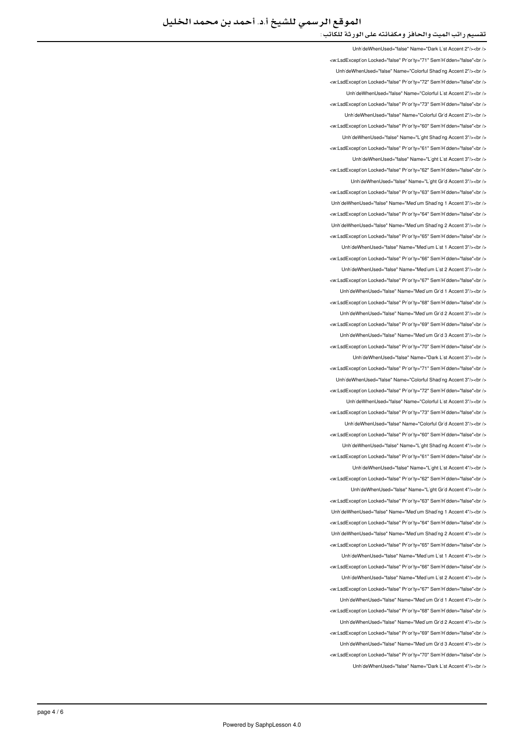UnhideWhenUsed="false" Name="Dark List Accent 2"/><br />
<w:LsdException Locked="false" Priority="71" SemiHidden="false"<br />
UnhideWhenUsed="false" Name="Colorful Shading Accent 2"/><br />
<w:LsdException Locked="false" Priority="72" SemiHidden="false"<br />
UnhideWhenUsed="false" Name="Colorful List Accent 2"/><br />
<w:LsdException Locked="false" Priority="73" SemiHidden="false"<br />
UnhideWhenUsed="false" Name="Colorful Grid Accent 2"/><br />
<w:LsdException Locked="false" Priority="60" SemiHidden="false"<br />
UnhideWhenUsed="false" Name="Light Shading Accent 3"/><br />
<w:LsdException Locked="false" Priority="61" SemiHidden="false"<br />
UnhideWhenUsed="false" Name="Light List Accent 3"/><br />
<w:LsdException Locked="false" Priority="62" SemiHidden="false"<br />
UnhideWhenUsed="false" Name="Light Grid Accent 3"/><br />
<w:LsdException Locked="false" Priority="63" SemiHidden="false"<br />
UnhideWhenUsed="false" Name="Medium Shading 1 Accent 3"/><br />
<w:LsdException Locked="false" Priority="64" SemiHidden="false"<br />
UnhideWhenUsed="false" Name="Medium Shading 2 Accent 3"/><br />
<w:LsdException Locked="false" Priority="65" SemiHidden="false"<br />
UnhideWhenUsed="false" Name="Medium List 1 Accent 3"/><br />
<w:LsdException Locked="false" Priority="66" SemiHidden="false"<br />
UnhideWhenUsed="false" Name="Medium List 2 Accent 3"/><br />
<w:LsdException Locked="false" Priority="67" SemiHidden="false"<br />
UnhideWhenUsed="false" Name="Medium Grid 1 Accent 3"/><br />
<w:LsdException Locked="false" Priority="68" SemiHidden="false"<br />
UnhideWhenUsed="false" Name="Medium Grid 2 Accent 3"/><br />
<w:LsdException Locked="false" Priority="69" SemiHidden="false"<br />
UnhideWhenUsed="false" Name="Medium Grid 3 Accent 3"/><br />
<w:LsdException Locked="false" Priority="70" SemiHidden="false"<br />
UnhideWhenUsed="false" Name="Dark List Accent 3"/><br />
<w:LsdException Locked="false" Priority="71" SemiHidden="false"<br />
UnhideWhenUsed="false" Name="Colorful Shading Accent 3"/><br />
<w:LsdException Locked="false" Priority="72" SemiHidden="false"<br />
UnhideWhenUsed="false" Name="Colorful List Accent 3"/><br />
<w:LsdException Locked="false" Priority="73" SemiHidden="false"<br />
UnhideWhenUsed="false" Name="Colorful Grid Accent 3"/><br />
<w:LsdException Locked="false" Priority="60" SemiHidden="false"<br />
UnhideWhenUsed="false" Name="Light Shading Accent 4"/><br />
<w:LsdException Locked="false" Priority="61" SemiHidden="false"<br />
UnhideWhenUsed="false" Name="Light List Accent 4"/><br />
<w:LsdException Locked="false" Priority="62" SemiHidden="false"<br />
UnhideWhenUsed="false" Name="Light Grid Accent 4"/><br />
<w:LsdException Locked="false" Priority="63" SemiHidden="false"<br />
UnhideWhenUsed="false" Name="Medium Shading 1 Accent 4"/><br />
<w:LsdException Locked="false" Priority="64" SemiHidden="false"<br />
UnhideWhenUsed="false" Name="Medium Shading 2 Accent 4"/><br />
<w:LsdException Locked="false" Priority="65" SemiHidden="false"<br />
UnhideWhenUsed="false" Name="Medium List 1 Accent 4"/><br />
<w:LsdException Locked="false" Priority="66" SemiHidden="false"<br />
UnhideWhenUsed="false" Name="Medium List 2 Accent 4"/><br />
<w:LsdException Locked="false" Priority="67" SemiHidden="false"<br />
UnhideWhenUsed="false" Name="Medium Grid 1 Accent 4"/><br />
<w:LsdException Locked="false" Priority="68" SemiHidden="false"<br />
UnhideWhenUsed="false" Name="Medium Grid 2 Accent 4"/><br />
<w:LsdException Locked="false" Priority="69" SemiHidden="false"<br />
UnhideWhenUsed="false" Name="Medium Grid 3 Accent 4"/><br />
<w:LsdException Locked="false" Priority="70" SemiHidden="false"<br />
UnhideWhenUsed="false" Name="Dark List Accent 4"/><br />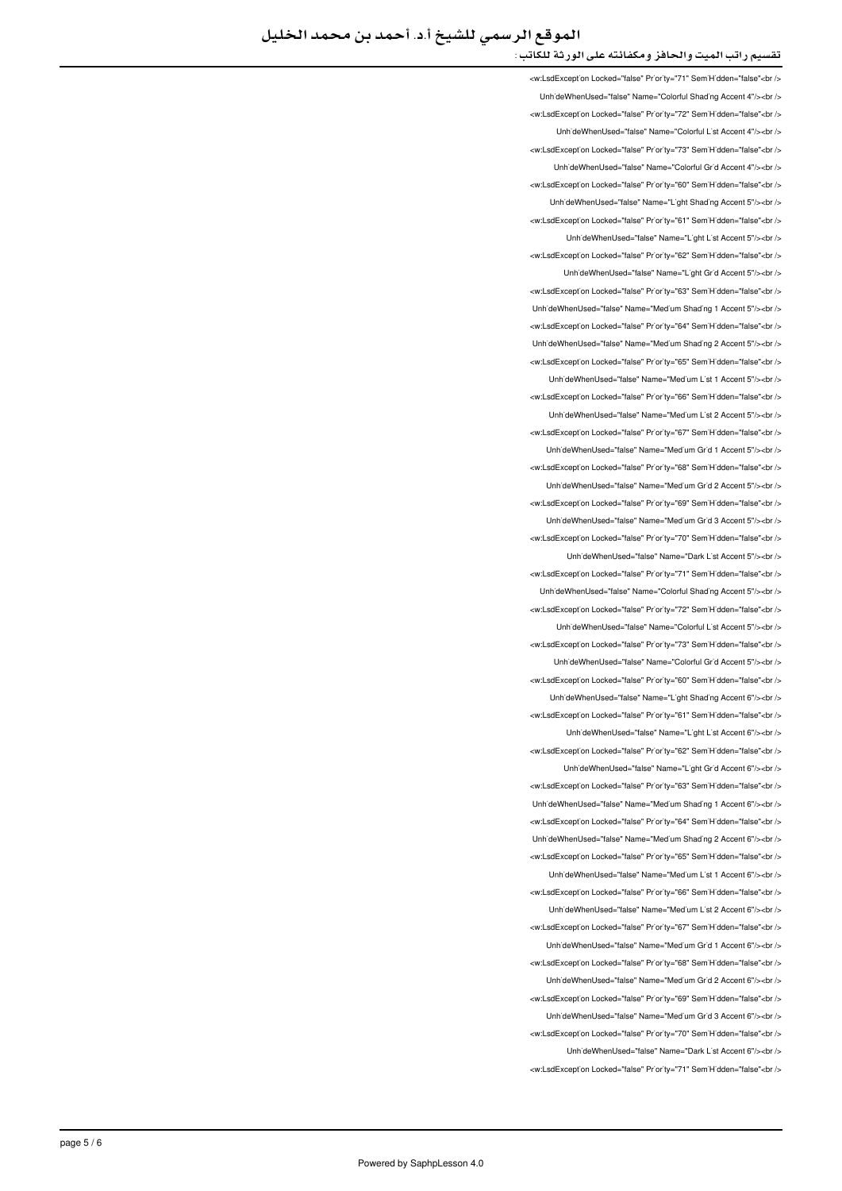<w:LsdExcept'on Locked="false" Pr'or'ty="71" Sem'H'dden="false"<br />

Unh'deWhenUsed="false" Name="Colorful Shad'ng Accent 4"/><br />

<w:LsdExcept'on Locked="false" Pr'or'ty="72" Sem'H'dden="false"<br />

Unh'deWhenUsed="false" Name="Colorful L'st Accent 4"/><br />

<w:LsdExcept'on Locked="false" Pr'or'ty="73" Sem'H'dden="false"<br />

Unh'deWhenUsed="false" Name="Colorful Gr'd Accent 4"/><br />

<w:LsdExcept'on Locked="false" Pr'or'ty="60" Sem'H'dden="false"<br />

Unh'deWhenUsed="false" Name="L'ght Shad'ng Accent 5"/><br />

<w:LsdExcept'on Locked="false" Pr'or'ty="61" Sem'H'dden="false"<br />

Unh'deWhenUsed="false" Name="L'ght L'st Accent 5"/><br />

<w:LsdExcept'on Locked="false" Pr'or'ty="62" Sem'H'dden="false"<br />

Unh'deWhenUsed="false" Name="L'ght Gr'd Accent 5"/><br />

<w:LsdExcept'on Locked="false" Pr'or'ty="63" Sem'H'dden="false"<br />

Unh'deWhenUsed="false" Name="Med'um Shad'ng 1 Accent 5"/><br />

<w:LsdExcept'on Locked="false" Pr'or'ty="64" Sem'H'dden="false"<br />

Unh'deWhenUsed="false" Name="Med'um Shad'ng 2 Accent 5"/><br />

<w:LsdExcept'on Locked="false" Pr'or'ty="65" Sem'H'dden="false"<br />

Unh'deWhenUsed="false" Name="Med'um L'st 1 Accent 5"/><br />

<w:LsdExcept'on Locked="false" Pr'or'ty="66" Sem'H'dden="false"<br />

Unh'deWhenUsed="false" Name="Med'um L'st 2 Accent 5"/><br />

<w:LsdExcept'on Locked="false" Pr'or'ty="67" Sem'H'dden="false"<br />

Unh'deWhenUsed="false" Name="Med'um Gr'd 1 Accent 5"/><br />

<w:LsdExcept'on Locked="false" Pr'or'ty="68" Sem'H'dden="false"<br />

Unh'deWhenUsed="false" Name="Med'um Gr'd 2 Accent 5"/><br />

<w:LsdExcept'on Locked="false" Pr'or'ty="69" Sem'H'dden="false"<br />

Unh'deWhenUsed="false" Name="Med'um Gr'd 3 Accent 5"/><br />

<w:LsdExcept'on Locked="false" Pr'or'ty="70" Sem'H'dden="false"<br />

Unh'deWhenUsed="false" Name="Dark L'st Accent 5"/><br />

<w:LsdExcept'on Locked="false" Pr'or'ty="71" Sem'H'dden="false"<br />

Unh'deWhenUsed="false" Name="Colorful Shad'ng Accent 5"/><br />

<w:LsdExcept'on Locked="false" Pr'or'ty="72" Sem'H'dden="false"<br />

Unh'deWhenUsed="false" Name="Colorful L'st Accent 5"/><br />

<w:LsdExcept'on Locked="false" Pr'or'ty="73" Sem'H'dden="false"<br />

Unh'deWhenUsed="false" Name="Colorful Gr'd Accent 5"/><br />

<w:LsdExcept'on Locked="false" Pr'or'ty="60" Sem'H'dden="false"<br />

Unh'deWhenUsed="false" Name="L'ght Shad'ng Accent 6"/><br />

<w:LsdExcept'on Locked="false" Pr'or'ty="61" Sem'H'dden="false"<br />

Unh'deWhenUsed="false" Name="L'ght L'st Accent 6"/><br />

<w:LsdExcept'on Locked="false" Pr'or'ty="62" Sem'H'dden="false"<br />

Unh'deWhenUsed="false" Name="L'ght Gr'd Accent 6"/><br />

<w:LsdExcept'on Locked="false" Pr'or'ty="63" Sem'H'dden="false"<br />

Unh'deWhenUsed="false" Name="Med'um Shad'ng 1 Accent 6"/><br />

<w:LsdExcept'on Locked="false" Pr'or'ty="64" Sem'H'dden="false"<br />

Unh'deWhenUsed="false" Name="Med'um Shad'ng 2 Accent 6"/><br />

<w:LsdExcept'on Locked="false" Pr'or'ty="65" Sem'H'dden="false"<br />

Unh'deWhenUsed="false" Name="Med'um L'st 1 Accent 6"/><br />

<w:LsdExcept'on Locked="false" Pr'or'ty="66" Sem'H'dden="false"<br />

Unh'deWhenUsed="false" Name="Med'um L'st 2 Accent 6"/><br />

<w:LsdExcept'on Locked="false" Pr'or'ty="67" Sem'H'dden="false"<br />

Unh'deWhenUsed="false" Name="Med'um Gr'd 1 Accent 6"/><br />

<w:LsdExcept'on Locked="false" Pr'or'ty="68" Sem'H'dden="false"<br />

Unh'deWhenUsed="false" Name="Med'um Gr'd 2 Accent 6"/><br />

<w:LsdExcept'on Locked="false" Pr'or'ty="69" Sem'H'dden="false"<br />

Unh'deWhenUsed="false" Name="Med'um Gr'd 3 Accent 6"/><br />

<w:LsdExcept'on Locked="false" Pr'or'ty="70" Sem'H'dden="false"<br />

Unh'deWhenUsed="false" Name="Dark L'st Accent 6"/><br />

<w:LsdExcept'on Locked="false" Pr'or'ty="71" Sem'H'dden="false"<br />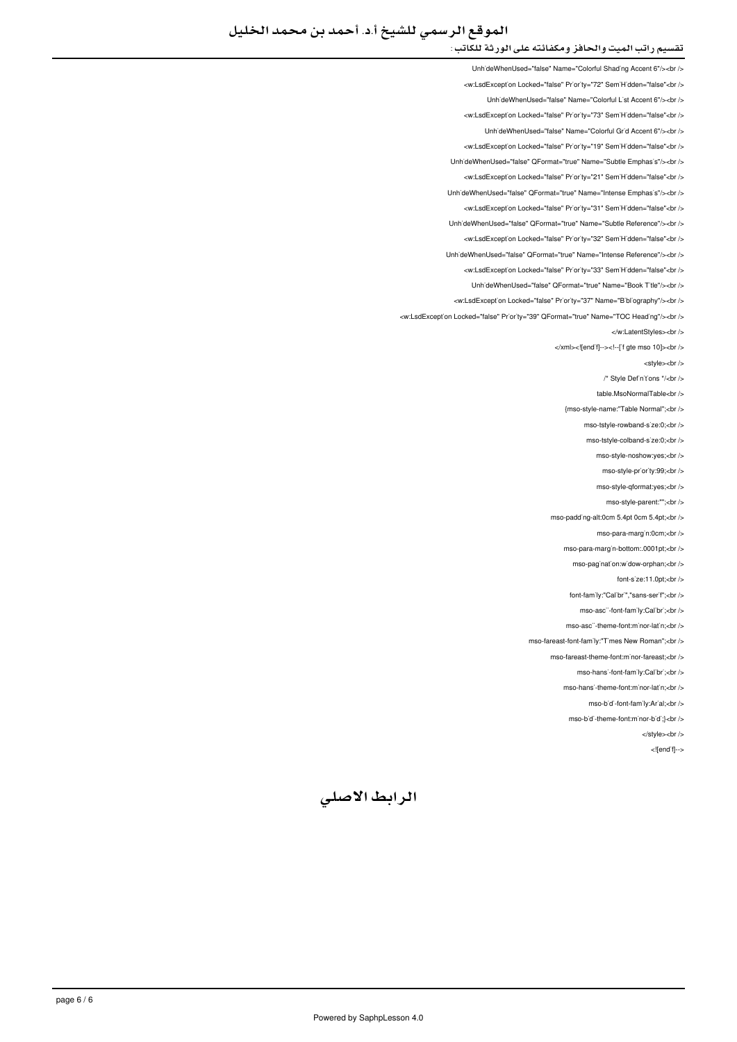Unh'deWhenUsed="false" Name="Colorful Shad'ng Accent 6"/><br />

<w:LsdExcept'on Locked="false" Pr'or'ty="72" Sem'H'dden="false"<br />

Unh'deWhenUsed="false" Name="Colorful L'st Accent 6"/><br />

<w:LsdExcept'on Locked="false" Pr'or'ty="73" Sem'H'dden="false"<br />

Unh'deWhenUsed="false" Name="Colorful Gr'd Accent 6"/><br />

<w:LsdExcept'on Locked="false" Pr'or'ty="19" Sem'H'dden="false"<br />

Unh'deWhenUsed="false" QFormat="true" Name="Subtle Emphas's"/><br />

<w:LsdExcept'on Locked="false" Pr'or'ty="21" Sem'H'dden="false"<br />

Unh'deWhenUsed="false" QFormat="true" Name="Intense Emphas's"/><br />

<w:LsdExcept'on Locked="false" Pr'or'ty="31" Sem'H'dden="false"<br />

Unh'deWhenUsed="false" QFormat="true" Name="Subtle Reference"/><br />

<w:LsdExcept'on Locked="false" Pr'or'ty="32" Sem'H'dden="false"<br />

Unh'deWhenUsed="false" QFormat="true" Name="Intense Reference"/><br />

<w:LsdExcept'on Locked="false" Pr'or'ty="33" Sem'H'dden="false"<br />

Unh'deWhenUsed="false" QFormat="true" Name="Book T'tle"/><br />

<w:LsdExcept'on Locked="false" Pr'or'ty="37" Name="B'bl'ography"/><br />

<w:LsdExcept'on Locked="false" Pr'or'ty="39" QFormat="true" Name="TOC Head'ng"/><br />

</w:LatentStyles><br />

</xml><![end'f]--><!--[' f gte mso 10]><br />

<style><br />

/* Style Def'n't'ons */<br />

table.MsoNormalTable<br />

{mso-style-name:"Table Normal";<br />

mso-tstyle-rowband-s'ze:0;<br />

mso-tstyle-colband-s'ze:0;<br />

mso-style-noshow:yes;<br />

mso-style-pr'or'ty:99;<br />

mso-style-qformat:yes;<br />

mso-style-parent:"";<br />

mso-padd'ng-alt:0cm 5.4pt 0cm 5.4pt;<br />

mso-para-marg'n:0cm;<br />

mso-para-marg'n-bottom:.0001pt;<br />

mso-pag'nat'on:w'dow-orphan;<br />

font-s'ze:11.0pt;<br />

font-fam'ly:"Cal'br'","sans-ser'f";<br />

mso-asc''-font-fam'ly:Cal'br';<br />

mso-asc''-theme-font:m'nor-lat'n;<br />

mso-fareast-font-fam'ly:"T'mes New Roman";<br />

mso-fareast-theme-font:m'nor-fareast;<br />

mso-hans'-font-fam'ly:Cal'br';<br />

mso-hans'-theme-font:m'nor-lat'n;<br />

mso-b'd'-font-fam'ly:Ar'al;<br />

mso-b'd'-theme-font:m'nor-b'd';}<br />

</style><br />

<![end'f]-->

## الرابط الاصلي